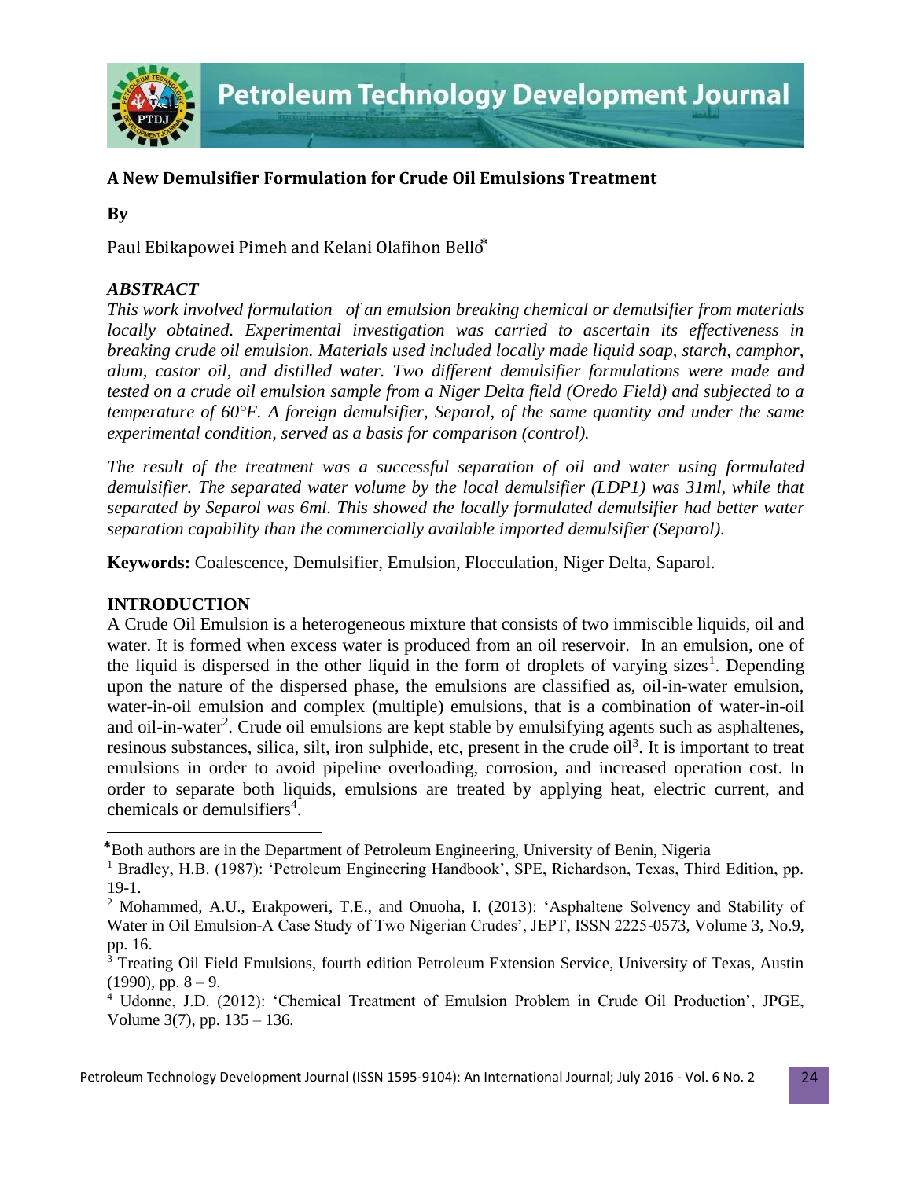# A New Demulsifier Formulation for Crude Oil Emulsions Treatment

**By**

Paul Ebikapowei Pimeh and Kelani Olafihon Bello*

### *ABSTRACT*

*This work involved formulation of an emulsion breaking chemical or demulsifier from materials locally obtained. Experimental investigation was carried to ascertain its effectiveness in breaking crude oil emulsion. Materials used included locally made liquid soap, starch, camphor, alum, castor oil, and distilled water. Two different demulsifier formulations were made and tested on a crude oil emulsion sample from a Niger Delta field (Oredo Field) and subjected to a temperature of 60°F. A foreign demulsifier, Separol, of the same quantity and under the same experimental condition, served as a basis for comparison (control).*

*The result of the treatment was a successful separation of oil and water using formulated demulsifier. The separated water volume by the local demulsifier (LDP1) was 31ml, while that separated by Separol was 6ml. This showed the locally formulated demulsifier had better water separation capability than the commercially available imported demulsifier (Separol).*

**Keywords:** Coalescence, Demulsifier, Emulsion, Flocculation, Niger Delta, Saparol.

## INTRODUCTION

A Crude Oil Emulsion is a heterogeneous mixture that consists of two immiscible liquids, oil and water. It is formed when excess water is produced from an oil reservoir. In an emulsion, one of the liquid is dispersed in the other liquid in the form of droplets of varying sizes[1]. Depending upon the nature of the dispersed phase, the emulsions are classified as, oil-in-water emulsion, water-in-oil emulsion and complex (multiple) emulsions, that is a combination of water-in-oil and oil-in-water[2]. Crude oil emulsions are kept stable by emulsifying agents such as asphaltenes, resinous substances, silica, silt, iron sulphide, etc, present in the crude oil[3]. It is important to treat emulsions in order to avoid pipeline overloading, corrosion, and increased operation cost. In order to separate both liquids, emulsions are treated by applying heat, electric current, and chemicals or demulsifiers[4].

---

*Both authors are in the Department of Petroleum Engineering, University of Benin, Nigeria

[1] Bradley, H.B. (1987): 'Petroleum Engineering Handbook', SPE, Richardson, Texas, Third Edition, pp. 19-1.

[2] Mohammed, A.U., Erakpoweri, T.E., and Onuoha, I. (2013): 'Asphaltene Solvency and Stability of Water in Oil Emulsion-A Case Study of Two Nigerian Crudes', JEPT, ISSN 2225-0573, Volume 3, No.9, pp. 16.

[3] Treating Oil Field Emulsions, fourth edition Petroleum Extension Service, University of Texas, Austin (1990), pp. 8 – 9.

[4] Udonne, J.D. (2012): 'Chemical Treatment of Emulsion Problem in Crude Oil Production', JPGE, Volume 3(7), pp. 135 – 136.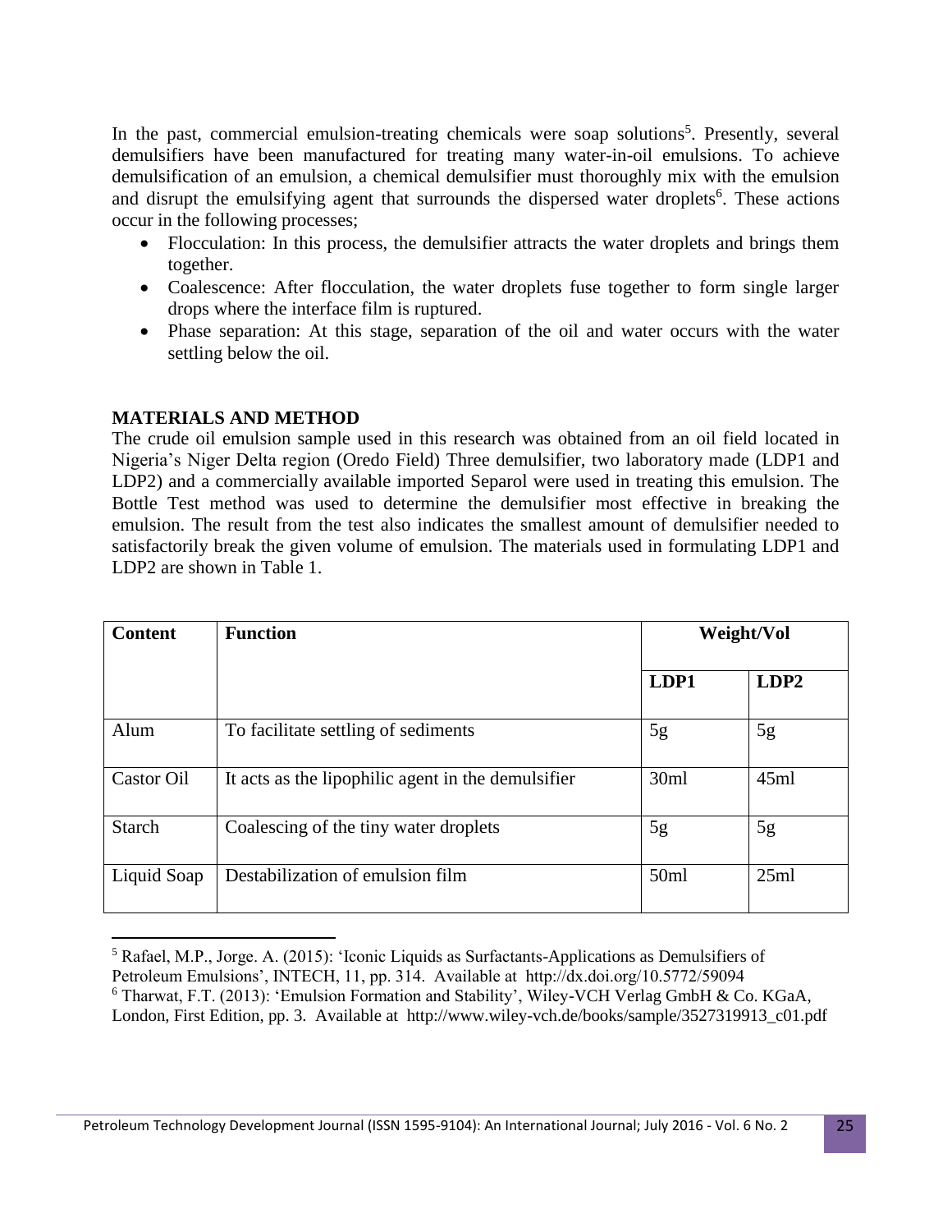In the past, commercial emulsion-treating chemicals were soap solutions[5]. Presently, several demulsifiers have been manufactured for treating many water-in-oil emulsions. To achieve demulsification of an emulsion, a chemical demulsifier must thoroughly mix with the emulsion and disrupt the emulsifying agent that surrounds the dispersed water droplets[6]. These actions occur in the following processes;

- Flocculation: In this process, the demulsifier attracts the water droplets and brings them together.
- Coalescence: After flocculation, the water droplets fuse together to form single larger drops where the interface film is ruptured.
- Phase separation: At this stage, separation of the oil and water occurs with the water settling below the oil.

## MATERIALS AND METHOD

The crude oil emulsion sample used in this research was obtained from an oil field located in Nigeria's Niger Delta region (Oredo Field) Three demulsifier, two laboratory made (LDP1 and LDP2) and a commercially available imported Separol were used in treating this emulsion. The Bottle Test method was used to determine the demulsifier most effective in breaking the emulsion. The result from the test also indicates the smallest amount of demulsifier needed to satisfactorily break the given volume of emulsion. The materials used in formulating LDP1 and LDP2 are shown in Table 1.

| Content | Function | Weight/Vol | |
|---|---|---|---|
| | | LDP1 | LDP2 |
| Alum | To facilitate settling of sediments | 5g | 5g |
| Castor Oil | It acts as the lipophilic agent in the demulsifier | 30ml | 45ml |
| Starch | Coalescing of the tiny water droplets | 5g | 5g |
| Liquid Soap | Destabilization of emulsion film | 50ml | 25ml |

[5] Rafael, M.P., Jorge. A. (2015): 'Iconic Liquids as Surfactants-Applications as Demulsifiers of Petroleum Emulsions', INTECH, 11, pp. 314. Available at http://dx.doi.org/10.5772/59094

[6] Tharwat, F.T. (2013): 'Emulsion Formation and Stability', Wiley-VCH Verlag GmbH & Co. KGaA, London, First Edition, pp. 3. Available at http://www.wiley-vch.de/books/sample/3527319913_c01.pdf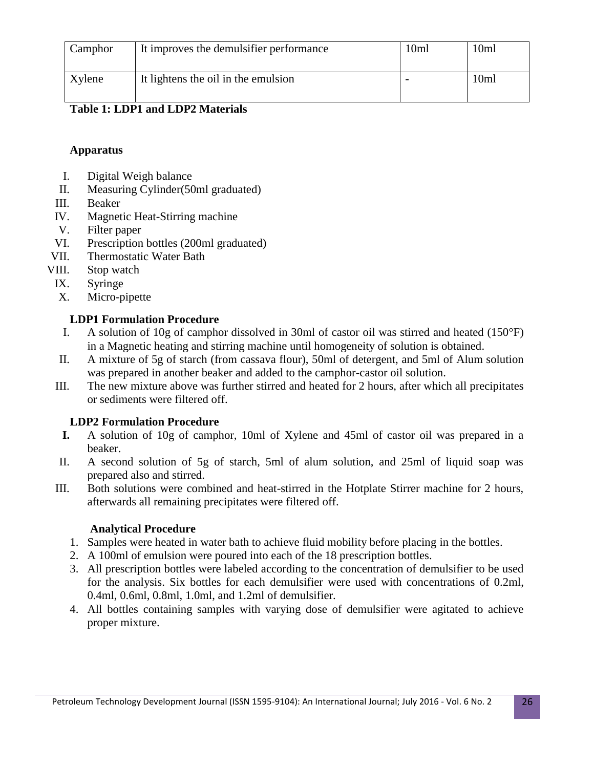| Camphor | It improves the demulsifier performance | 10ml | 10ml |
|---|---|---|---|
| Xylene | It lightens the oil in the emulsion | - | 10ml |

**Table 1: LDP1 and LDP2 Materials**

**Apparatus**

I. Digital Weigh balance
II. Measuring Cylinder(50ml graduated)
III. Beaker
IV. Magnetic Heat-Stirring machine
V. Filter paper
VI. Prescription bottles (200ml graduated)
VII. Thermostatic Water Bath
VIII. Stop watch
IX. Syringe
X. Micro-pipette

**LDP1 Formulation Procedure**

I. A solution of 10g of camphor dissolved in 30ml of castor oil was stirred and heated (150°F) in a Magnetic heating and stirring machine until homogeneity of solution is obtained.
II. A mixture of 5g of starch (from cassava flour), 50ml of detergent, and 5ml of Alum solution was prepared in another beaker and added to the camphor-castor oil solution.
III. The new mixture above was further stirred and heated for 2 hours, after which all precipitates or sediments were filtered off.

**LDP2 Formulation Procedure**

**I.** A solution of 10g of camphor, 10ml of Xylene and 45ml of castor oil was prepared in a beaker.
II. A second solution of 5g of starch, 5ml of alum solution, and 25ml of liquid soap was prepared also and stirred.
III. Both solutions were combined and heat-stirred in the Hotplate Stirrer machine for 2 hours, afterwards all remaining precipitates were filtered off.

**Analytical Procedure**

1. Samples were heated in water bath to achieve fluid mobility before placing in the bottles.
2. A 100ml of emulsion were poured into each of the 18 prescription bottles.
3. All prescription bottles were labeled according to the concentration of demulsifier to be used for the analysis. Six bottles for each demulsifier were used with concentrations of 0.2ml, 0.4ml, 0.6ml, 0.8ml, 1.0ml, and 1.2ml of demulsifier.
4. All bottles containing samples with varying dose of demulsifier were agitated to achieve proper mixture.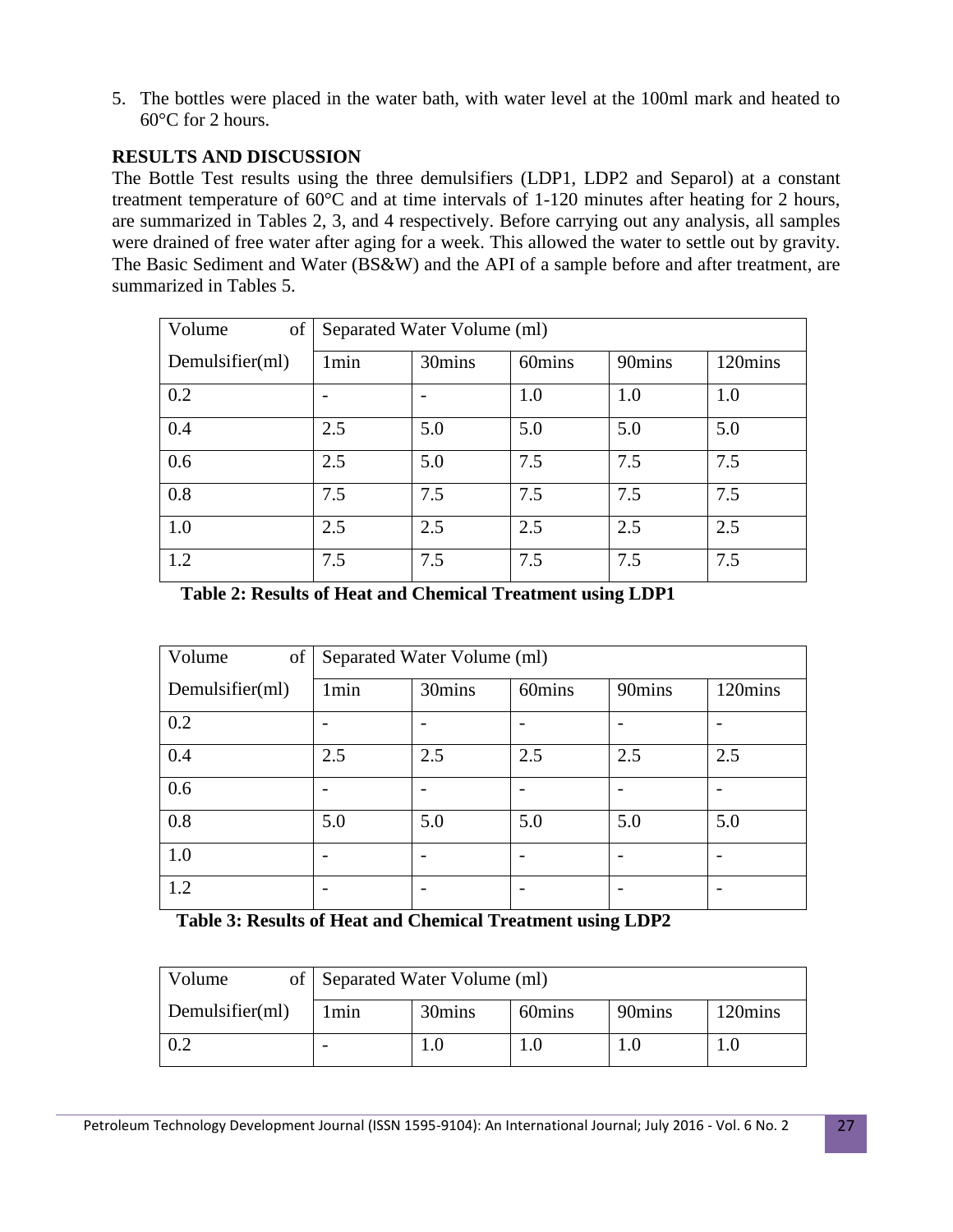5. The bottles were placed in the water bath, with water level at the 100ml mark and heated to 60°C for 2 hours.

**RESULTS AND DISCUSSION**

The Bottle Test results using the three demulsifiers (LDP1, LDP2 and Separol) at a constant treatment temperature of 60°C and at time intervals of 1-120 minutes after heating for 2 hours, are summarized in Tables 2, 3, and 4 respectively. Before carrying out any analysis, all samples were drained of free water after aging for a week. This allowed the water to settle out by gravity. The Basic Sediment and Water (BS&W) and the API of a sample before and after treatment, are summarized in Tables 5.

| Volume of | Separated Water Volume (ml) | | | | |
|---|---|---|---|---|---|
| Demulsifier(ml) | 1min | 30mins | 60mins | 90mins | 120mins |
| 0.2 | - | - | 1.0 | 1.0 | 1.0 |
| 0.4 | 2.5 | 5.0 | 5.0 | 5.0 | 5.0 |
| 0.6 | 2.5 | 5.0 | 7.5 | 7.5 | 7.5 |
| 0.8 | 7.5 | 7.5 | 7.5 | 7.5 | 7.5 |
| 1.0 | 2.5 | 2.5 | 2.5 | 2.5 | 2.5 |
| 1.2 | 7.5 | 7.5 | 7.5 | 7.5 | 7.5 |

**Table 2: Results of Heat and Chemical Treatment using LDP1**

| Volume of | Separated Water Volume (ml) | | | | |
|---|---|---|---|---|---|
| Demulsifier(ml) | 1min | 30mins | 60mins | 90mins | 120mins |
| 0.2 | - | - | - | - | - |
| 0.4 | 2.5 | 2.5 | 2.5 | 2.5 | 2.5 |
| 0.6 | - | - | - | - | - |
| 0.8 | 5.0 | 5.0 | 5.0 | 5.0 | 5.0 |
| 1.0 | - | - | - | - | - |
| 1.2 | - | - | - | - | - |

**Table 3: Results of Heat and Chemical Treatment using LDP2**

| Volume of | Separated Water Volume (ml) | | | | |
|---|---|---|---|---|---|
| Demulsifier(ml) | 1min | 30mins | 60mins | 90mins | 120mins |
| 0.2 | - | 1.0 | 1.0 | 1.0 | 1.0 |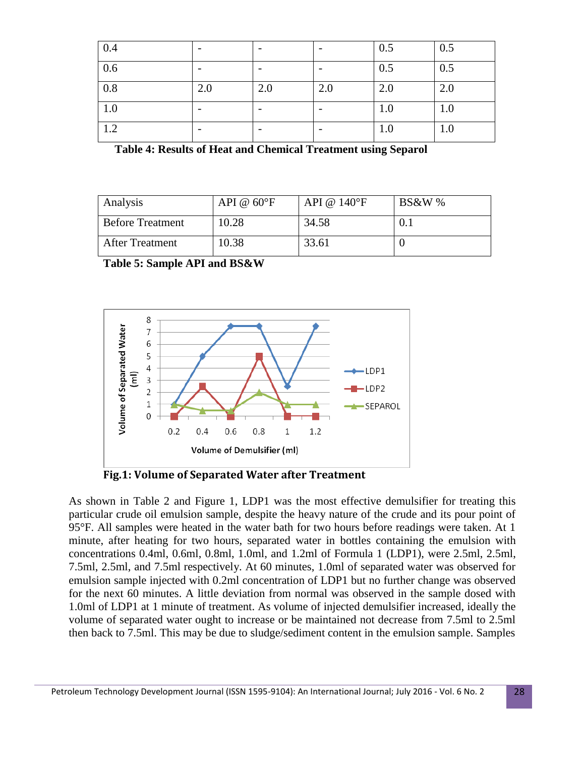| 0.4 | - | - | - | 0.5 | 0.5 |
|---|---|---|---|---|---|
| 0.6 | - | - | - | 0.5 | 0.5 |
| 0.8 | 2.0 | 2.0 | 2.0 | 2.0 | 2.0 |
| 1.0 | - | - | - | 1.0 | 1.0 |
| 1.2 | - | - | - | 1.0 | 1.0 |

**Table 4: Results of Heat and Chemical Treatment using Separol**

| Analysis | API @ 60°F | API @ 140°F | BS&W % |
|---|---|---|---|
| Before Treatment | 10.28 | 34.58 | 0.1 |
| After Treatment | 10.38 | 33.61 | 0 |

**Table 5: Sample API and BS&W**

**Fig.1: Volume of Separated Water after Treatment**

As shown in Table 2 and Figure 1, LDP1 was the most effective demulsifier for treating this particular crude oil emulsion sample, despite the heavy nature of the crude and its pour point of 95°F. All samples were heated in the water bath for two hours before readings were taken. At 1 minute, after heating for two hours, separated water in bottles containing the emulsion with concentrations 0.4ml, 0.6ml, 0.8ml, 1.0ml, and 1.2ml of Formula 1 (LDP1), were 2.5ml, 2.5ml, 7.5ml, 2.5ml, and 7.5ml respectively. At 60 minutes, 1.0ml of separated water was observed for emulsion sample injected with 0.2ml concentration of LDP1 but no further change was observed for the next 60 minutes. A little deviation from normal was observed in the sample dosed with 1.0ml of LDP1 at 1 minute of treatment. As volume of injected demulsifier increased, ideally the volume of separated water ought to increase or be maintained not decrease from 7.5ml to 2.5ml then back to 7.5ml. This may be due to sludge/sediment content in the emulsion sample. Samples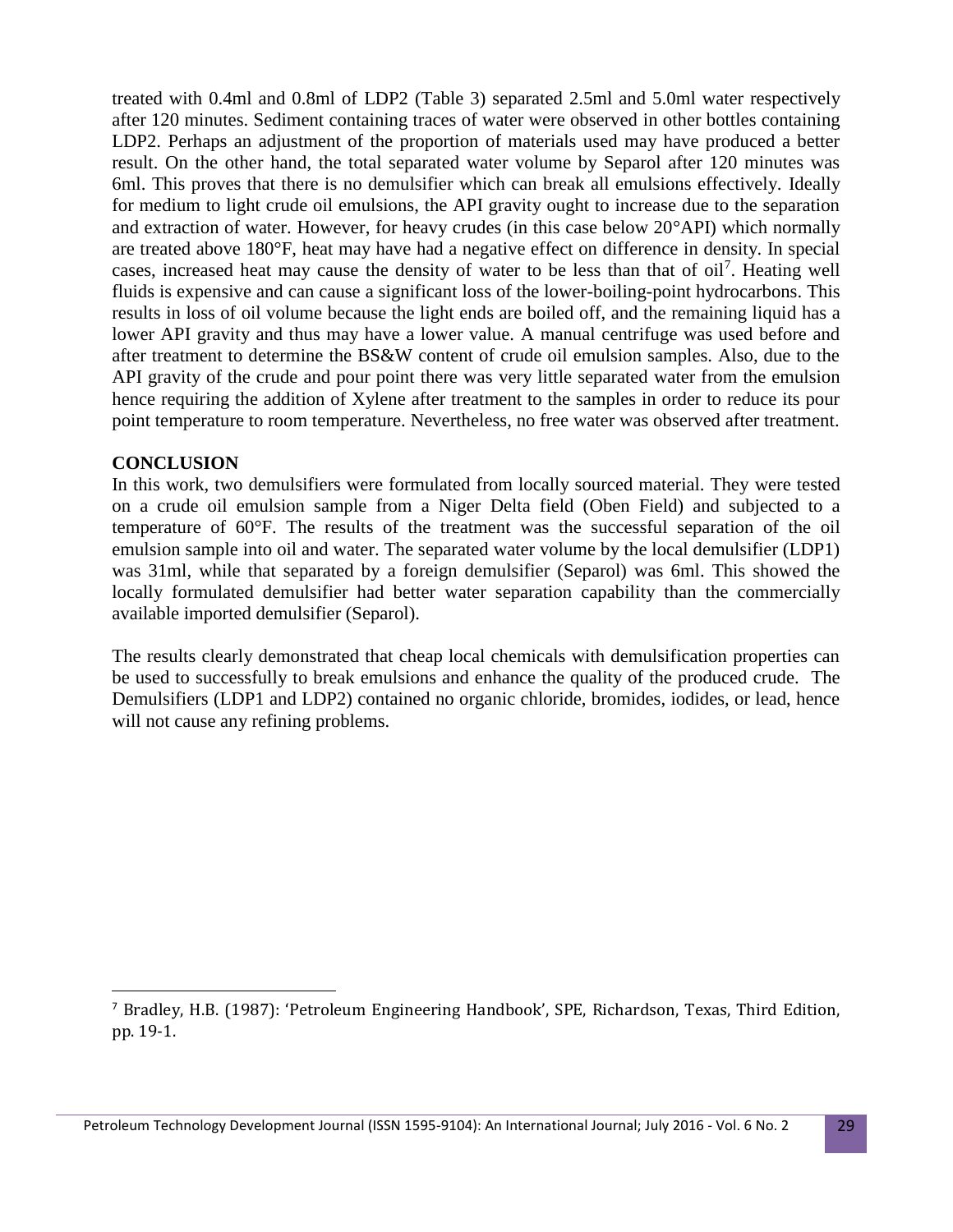treated with 0.4ml and 0.8ml of LDP2 (Table 3) separated 2.5ml and 5.0ml water respectively after 120 minutes. Sediment containing traces of water were observed in other bottles containing LDP2. Perhaps an adjustment of the proportion of materials used may have produced a better result. On the other hand, the total separated water volume by Separol after 120 minutes was 6ml. This proves that there is no demulsifier which can break all emulsions effectively. Ideally for medium to light crude oil emulsions, the API gravity ought to increase due to the separation and extraction of water. However, for heavy crudes (in this case below 20°API) which normally are treated above 180°F, heat may have had a negative effect on difference in density. In special cases, increased heat may cause the density of water to be less than that of oil[7]. Heating well fluids is expensive and can cause a significant loss of the lower-boiling-point hydrocarbons. This results in loss of oil volume because the light ends are boiled off, and the remaining liquid has a lower API gravity and thus may have a lower value. A manual centrifuge was used before and after treatment to determine the BS&W content of crude oil emulsion samples. Also, due to the API gravity of the crude and pour point there was very little separated water from the emulsion hence requiring the addition of Xylene after treatment to the samples in order to reduce its pour point temperature to room temperature. Nevertheless, no free water was observed after treatment.

## CONCLUSION

In this work, two demulsifiers were formulated from locally sourced material. They were tested on a crude oil emulsion sample from a Niger Delta field (Oben Field) and subjected to a temperature of 60°F. The results of the treatment was the successful separation of the oil emulsion sample into oil and water. The separated water volume by the local demulsifier (LDP1) was 31ml, while that separated by a foreign demulsifier (Separol) was 6ml. This showed the locally formulated demulsifier had better water separation capability than the commercially available imported demulsifier (Separol).

The results clearly demonstrated that cheap local chemicals with demulsification properties can be used to successfully to break emulsions and enhance the quality of the produced crude. The Demulsifiers (LDP1 and LDP2) contained no organic chloride, bromides, iodides, or lead, hence will not cause any refining problems.

[7] Bradley, H.B. (1987): 'Petroleum Engineering Handbook', SPE, Richardson, Texas, Third Edition, pp. 19-1.